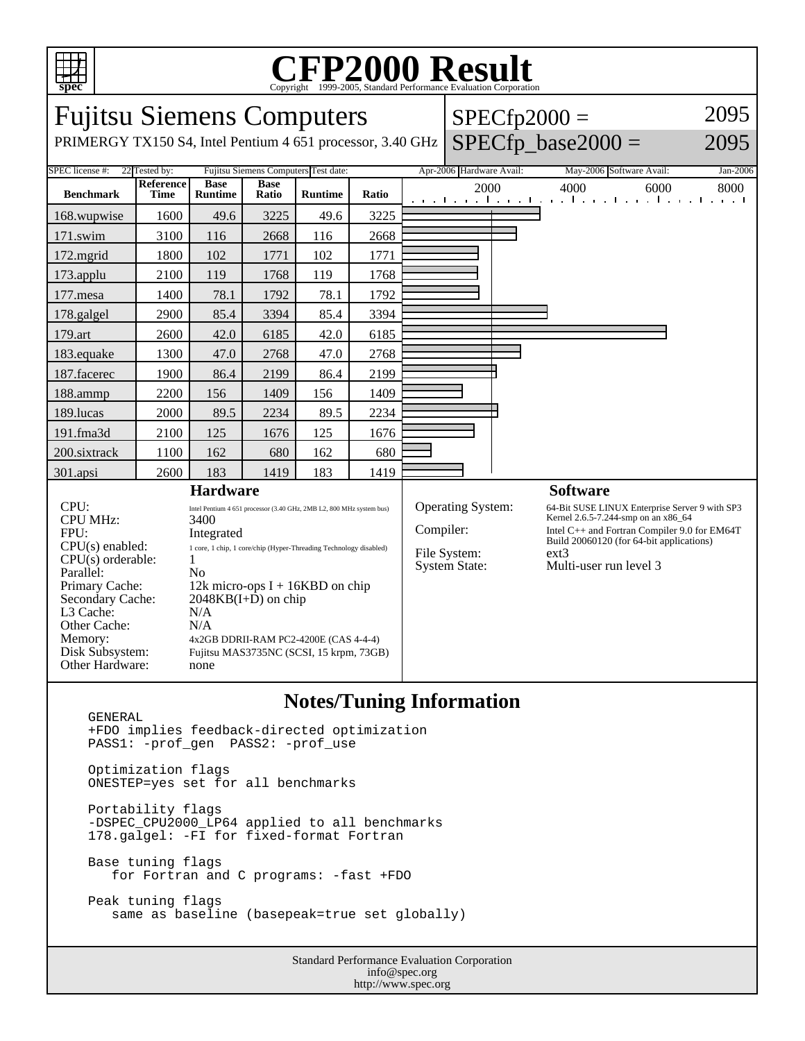# CFP2000 Result

Copyright 1999-2005, Standard Performance Evaluation Corporation

## Fujitsu Siemens Computers

PRIMERGY TX150 S4, Intel Pentium 4 651 processor, 3.40 GHz

SPECfp2000 = 2095

SPECfp_base2000 = 2095

| SPEC license #: | 22 | Tested by: | Fujitsu Siemens Computers | Test date: | Apr-2006 | Hardware Avail: | May-2006 | Software Avail: | Jan-2006 |
|---|---|---|---|---|---|---|---|---|---|

| Benchmark | Reference Time | Base Runtime | Base Ratio | Runtime | Ratio |
|---|---|---|---|---|---|
| 168.wupwise | 1600 | 49.6 | 3225 | 49.6 | 3225 |
| 171.swim | 3100 | 116 | 2668 | 116 | 2668 |
| 172.mgrid | 1800 | 102 | 1771 | 102 | 1771 |
| 173.applu | 2100 | 119 | 1768 | 119 | 1768 |
| 177.mesa | 1400 | 78.1 | 1792 | 78.1 | 1792 |
| 178.galgel | 2900 | 85.4 | 3394 | 85.4 | 3394 |
| 179.art | 2600 | 42.0 | 6185 | 42.0 | 6185 |
| 183.equake | 1300 | 47.0 | 2768 | 47.0 | 2768 |
| 187.facerec | 1900 | 86.4 | 2199 | 86.4 | 2199 |
| 188.ammp | 2200 | 156 | 1409 | 156 | 1409 |
| 189.lucas | 2000 | 89.5 | 2234 | 89.5 | 2234 |
| 191.fma3d | 2100 | 125 | 1676 | 125 | 1676 |
| 200.sixtrack | 1100 | 162 | 680 | 162 | 680 |
| 301.apsi | 2600 | 183 | 1419 | 183 | 1419 |

### Hardware

| | |
|---|---|
| CPU: | Intel Pentium 4 651 processor (3.40 GHz, 2MB L2, 800 MHz system bus) |
| CPU MHz: | 3400 |
| FPU: | Integrated |
| CPU(s) enabled: | 1 core, 1 chip, 1 core/chip (Hyper-Threading Technology disabled) |
| CPU(s) orderable: | 1 |
| Parallel: | No |
| Primary Cache: | 12k micro-ops I + 16KBD on chip |
| Secondary Cache: | 2048KB(I+D) on chip |
| L3 Cache: | N/A |
| Other Cache: | N/A |
| Memory: | 4x2GB DDRII-RAM PC2-4200E (CAS 4-4-4) |
| Disk Subsystem: | Fujitsu MAS3735NC (SCSI, 15 krpm, 73GB) |
| Other Hardware: | none |

### Software

| | |
|---|---|
| Operating System: | 64-Bit SUSE LINUX Enterprise Server 9 with SP3 Kernel 2.6.5-7.244-smp on an x86_64 |
| Compiler: | Intel C++ and Fortran Compiler 9.0 for EM64T Build 20060120 (for 64-bit applications) |
| File System: | ext3 |
| System State: | Multi-user run level 3 |

## Notes/Tuning Information

```
GENERAL
+FDO implies feedback-directed optimization
PASS1: -prof_gen  PASS2: -prof_use

Optimization flags
ONESTEP=yes set for all benchmarks

Portability flags
-DSPEC_CPU2000_LP64 applied to all benchmarks
178.galgel: -FI for fixed-format Fortran

Base tuning flags
   for Fortran and C programs: -fast +FDO

Peak tuning flags
   same as baseline (basepeak=true set globally)
```

Standard Performance Evaluation Corporation
info@spec.org
http://www.spec.org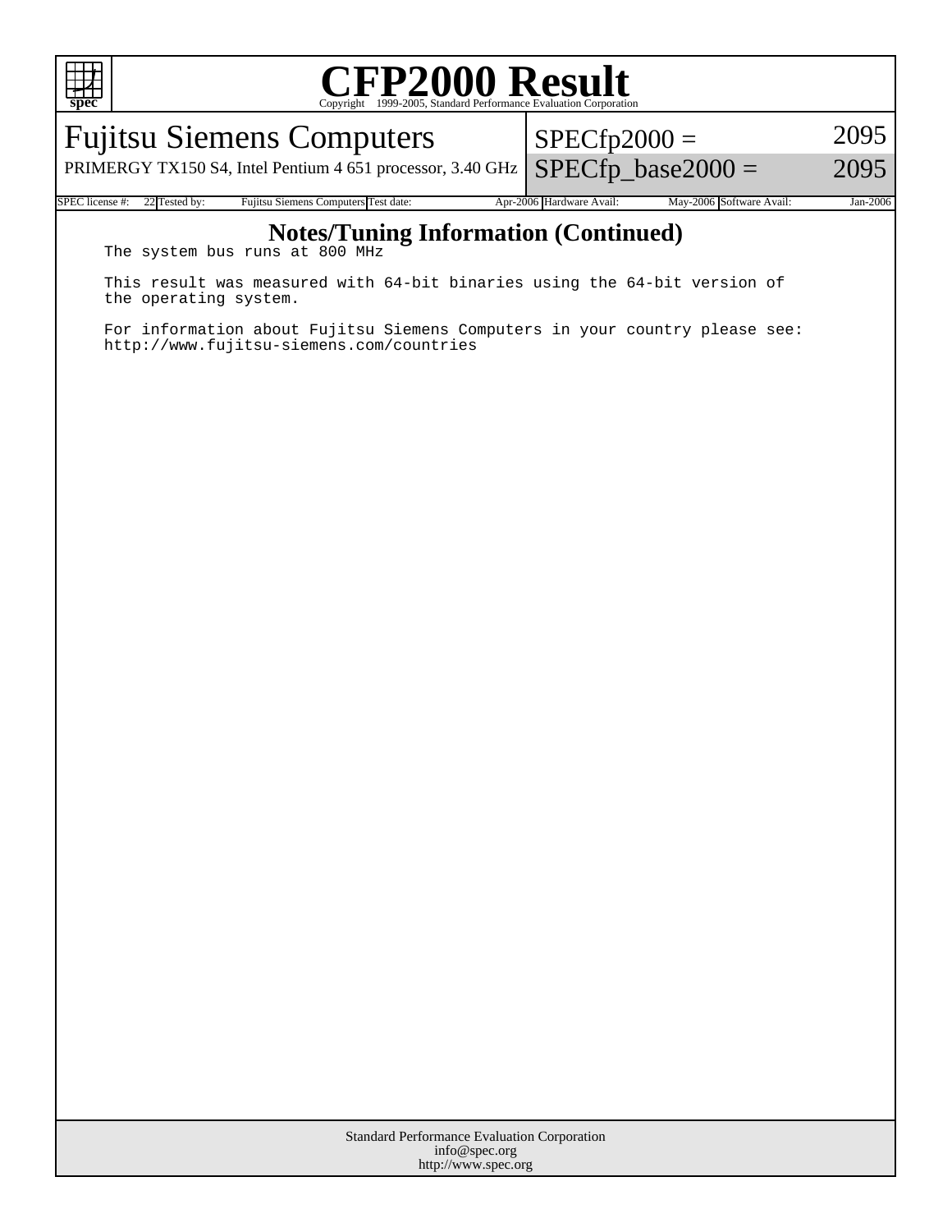# CFP2000 Result

Copyright 1999-2005, Standard Performance Evaluation Corporation

## Fujitsu Siemens Computers

PRIMERGY TX150 S4, Intel Pentium 4 651 processor, 3.40 GHz

SPECfp2000 = 2095

SPECfp_base2000 = 2095

| SPEC license #: | 22 | Tested by: | Fujitsu Siemens Computers | Test date: | Apr-2006 | Hardware Avail: | May-2006 | Software Avail: | Jan-2006 |
|---|---|---|---|---|---|---|---|---|---|

## Notes/Tuning Information (Continued)

```
The system bus runs at 800 MHz

This result was measured with 64-bit binaries using the 64-bit version of
the operating system.

For information about Fujitsu Siemens Computers in your country please see:
http://www.fujitsu-siemens.com/countries
```

Standard Performance Evaluation Corporation
info@spec.org
http://www.spec.org